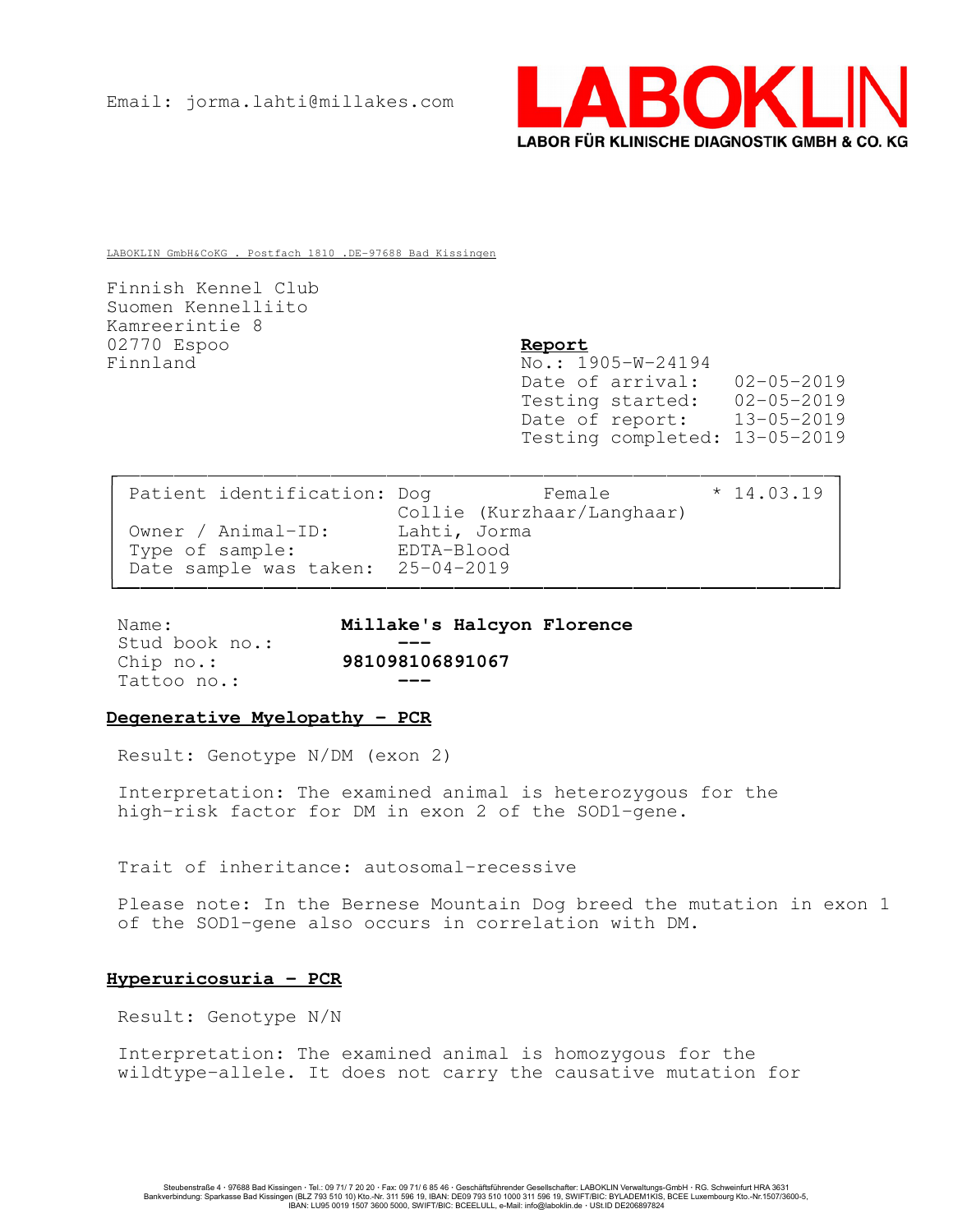Email: jorma.lahti@millakes.com

**LABOKLIN**
LABOR FÜR KLINISCHE DIAGNOSTIK GMBH & CO. KG

LABOKLIN GmbH&CoKG . Postfach 1810 .DE-97688 Bad Kissingen

Finnish Kennel Club
Suomen Kennelliito
Kamreerintie 8
02770 Espoo
Finnland

**Report**
No.: 1905-W-24194
Date of arrival: 02-05-2019
Testing started: 02-05-2019
Date of report: 13-05-2019
Testing completed: 13-05-2019

| | | | |
|---|---|---|---|
| Patient identification: | Dog<br>Collie (Kurzhaar/Langhaar) | Female | * 14.03.19 |
| Owner / Animal-ID: | Lahti, Jorma | | |
| Type of sample: | EDTA-Blood | | |
| Date sample was taken: | 25-04-2019 | | |

Name: **Millake's Halcyon Florence**
Stud book no.: ---
Chip no.: **981098106891067**
Tattoo no.: ---

## Degenerative Myelopathy - PCR

Result: Genotype N/DM (exon 2)

Interpretation: The examined animal is heterozygous for the high-risk factor for DM in exon 2 of the SOD1-gene.

Trait of inheritance: autosomal-recessive

Please note: In the Bernese Mountain Dog breed the mutation in exon 1 of the SOD1-gene also occurs in correlation with DM.

## Hyperuricosuria - PCR

Result: Genotype N/N

Interpretation: The examined animal is homozygous for the wildtype-allele. It does not carry the causative mutation for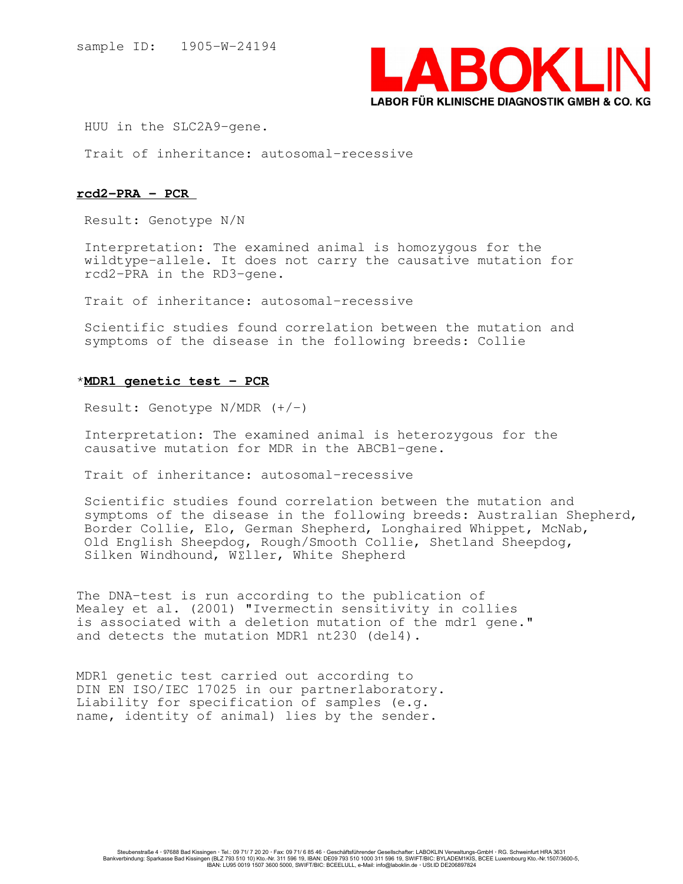sample ID: 1905-W-24194

HUU in the SLC2A9-gene.

Trait of inheritance: autosomal-recessive

**rcd2-PRA - PCR**

Result: Genotype N/N

Interpretation: The examined animal is homozygous for the wildtype-allele. It does not carry the causative mutation for rcd2-PRA in the RD3-gene.

Trait of inheritance: autosomal-recessive

Scientific studies found correlation between the mutation and symptoms of the disease in the following breeds: Collie

*__MDR1 genetic test - PCR__

Result: Genotype N/MDR (+/-)

Interpretation: The examined animal is heterozygous for the causative mutation for MDR in the ABCB1-gene.

Trait of inheritance: autosomal-recessive

Scientific studies found correlation between the mutation and symptoms of the disease in the following breeds: Australian Shepherd, Border Collie, Elo, German Shepherd, Longhaired Whippet, McNab, Old English Sheepdog, Rough/Smooth Collie, Shetland Sheepdog, Silken Windhound, WΣller, White Shepherd

The DNA-test is run according to the publication of Mealey et al. (2001) "Ivermectin sensitivity in collies is associated with a deletion mutation of the mdr1 gene." and detects the mutation MDR1 nt230 (del4).

MDR1 genetic test carried out according to DIN EN ISO/IEC 17025 in our partnerlaboratory. Liability for specification of samples (e.g. name, identity of animal) lies by the sender.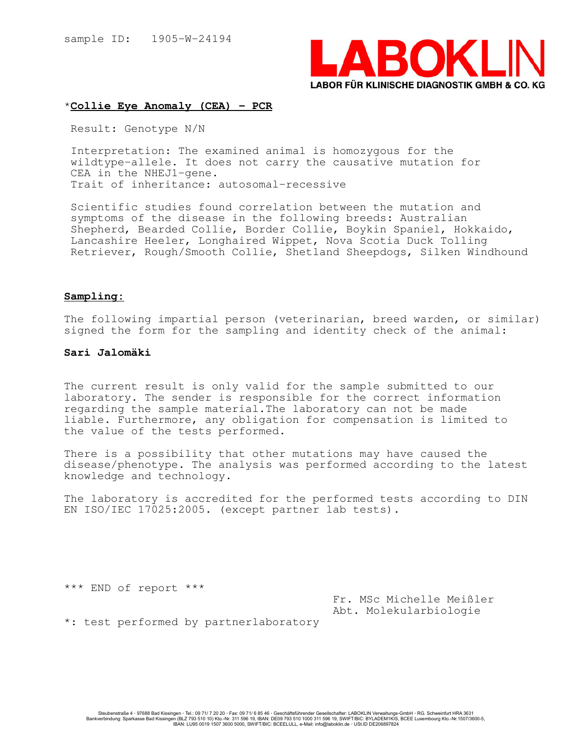sample ID: 1905-W-24194

LABOKLIN
LABOR FÜR KLINISCHE DIAGNOSTIK GMBH & CO. KG

*__Collie Eye Anomaly (CEA) - PCR__

Result: Genotype N/N

Interpretation: The examined animal is homozygous for the wildtype-allele. It does not carry the causative mutation for CEA in the NHEJ1-gene.
Trait of inheritance: autosomal-recessive

Scientific studies found correlation between the mutation and symptoms of the disease in the following breeds: Australian Shepherd, Bearded Collie, Border Collie, Boykin Spaniel, Hokkaido, Lancashire Heeler, Longhaired Wippet, Nova Scotia Duck Tolling Retriever, Rough/Smooth Collie, Shetland Sheepdogs, Silken Windhound

**Sampling:**

The following impartial person (veterinarian, breed warden, or similar) signed the form for the sampling and identity check of the animal:

**Sari Jalomäki**

The current result is only valid for the sample submitted to our laboratory. The sender is responsible for the correct information regarding the sample material.The laboratory can not be made liable. Furthermore, any obligation for compensation is limited to the value of the tests performed.

There is a possibility that other mutations may have caused the disease/phenotype. The analysis was performed according to the latest knowledge and technology.

The laboratory is accredited for the performed tests according to DIN EN ISO/IEC 17025:2005. (except partner lab tests).

*** END of report ***

Fr. MSc Michelle Meißler
Abt. Molekularbiologie

*: test performed by partnerlaboratory